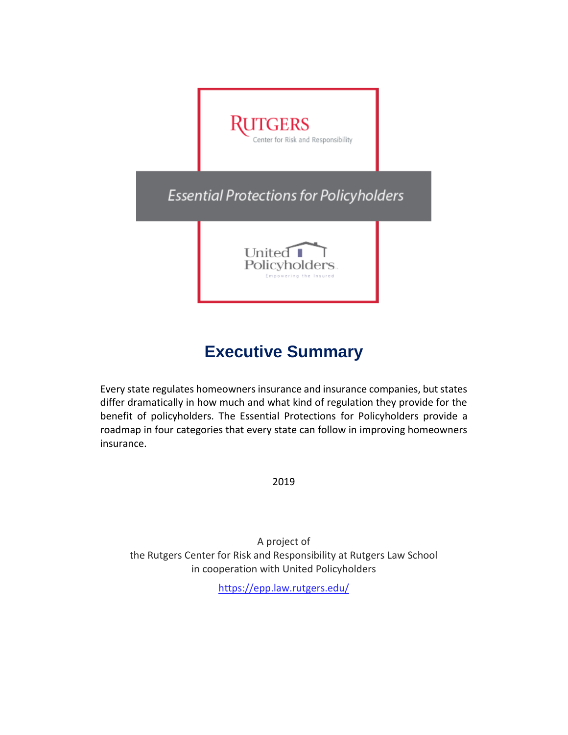Rutgers Center for Risk and Responsibility

*Essential Protections for Policyholders*

United Policyholders
Empowering the Insured

# Executive Summary

Every state regulates homeowners insurance and insurance companies, but states differ dramatically in how much and what kind of regulation they provide for the benefit of policyholders. The Essential Protections for Policyholders provide a roadmap in four categories that every state can follow in improving homeowners insurance.

2019

A project of
the Rutgers Center for Risk and Responsibility at Rutgers Law School
in cooperation with United Policyholders

https://epp.law.rutgers.edu/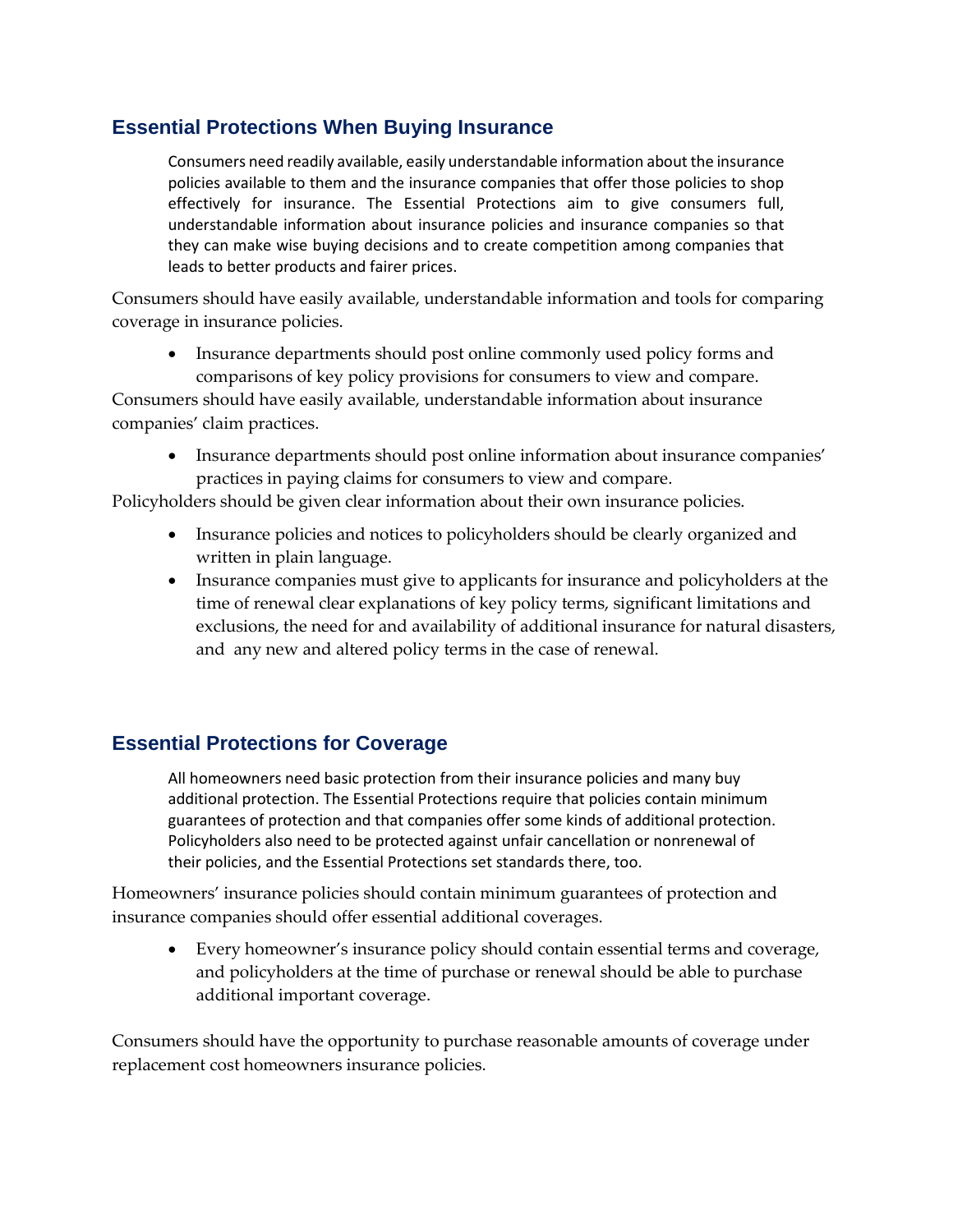## Essential Protections When Buying Insurance

> Consumers need readily available, easily understandable information about the insurance policies available to them and the insurance companies that offer those policies to shop effectively for insurance. The Essential Protections aim to give consumers full, understandable information about insurance policies and insurance companies so that they can make wise buying decisions and to create competition among companies that leads to better products and fairer prices.

Consumers should have easily available, understandable information and tools for comparing coverage in insurance policies.

- Insurance departments should post online commonly used policy forms and comparisons of key policy provisions for consumers to view and compare.

Consumers should have easily available, understandable information about insurance companies' claim practices.

- Insurance departments should post online information about insurance companies' practices in paying claims for consumers to view and compare.

Policyholders should be given clear information about their own insurance policies.

- Insurance policies and notices to policyholders should be clearly organized and written in plain language.
- Insurance companies must give to applicants for insurance and policyholders at the time of renewal clear explanations of key policy terms, significant limitations and exclusions, the need for and availability of additional insurance for natural disasters, and any new and altered policy terms in the case of renewal.

## Essential Protections for Coverage

> All homeowners need basic protection from their insurance policies and many buy additional protection. The Essential Protections require that policies contain minimum guarantees of protection and that companies offer some kinds of additional protection. Policyholders also need to be protected against unfair cancellation or nonrenewal of their policies, and the Essential Protections set standards there, too.

Homeowners' insurance policies should contain minimum guarantees of protection and insurance companies should offer essential additional coverages.

- Every homeowner's insurance policy should contain essential terms and coverage, and policyholders at the time of purchase or renewal should be able to purchase additional important coverage.

Consumers should have the opportunity to purchase reasonable amounts of coverage under replacement cost homeowners insurance policies.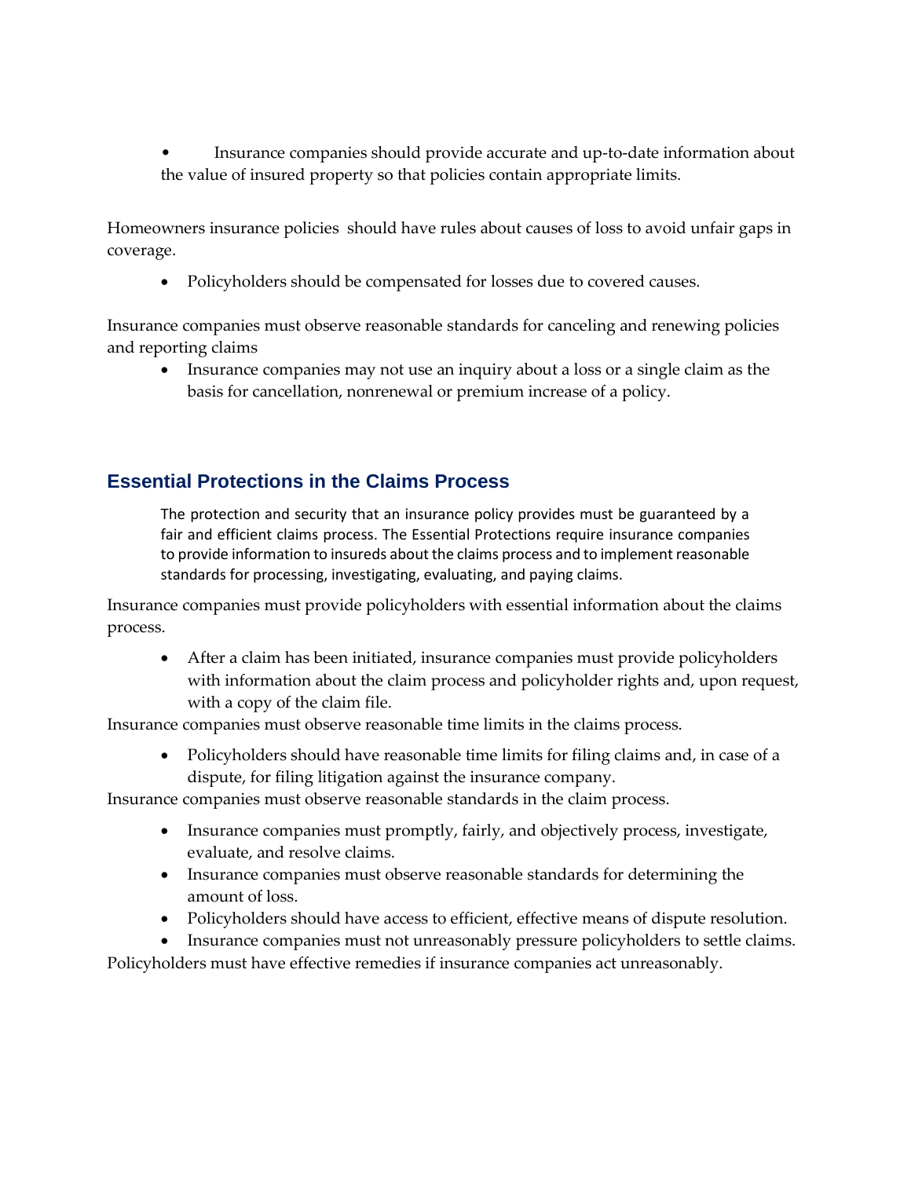- Insurance companies should provide accurate and up-to-date information about the value of insured property so that policies contain appropriate limits.

Homeowners insurance policies should have rules about causes of loss to avoid unfair gaps in coverage.

- Policyholders should be compensated for losses due to covered causes.

Insurance companies must observe reasonable standards for canceling and renewing policies and reporting claims

- Insurance companies may not use an inquiry about a loss or a single claim as the basis for cancellation, nonrenewal or premium increase of a policy.

## Essential Protections in the Claims Process

The protection and security that an insurance policy provides must be guaranteed by a fair and efficient claims process. The Essential Protections require insurance companies to provide information to insureds about the claims process and to implement reasonable standards for processing, investigating, evaluating, and paying claims.

Insurance companies must provide policyholders with essential information about the claims process.

- After a claim has been initiated, insurance companies must provide policyholders with information about the claim process and policyholder rights and, upon request, with a copy of the claim file.

Insurance companies must observe reasonable time limits in the claims process.

- Policyholders should have reasonable time limits for filing claims and, in case of a dispute, for filing litigation against the insurance company.

Insurance companies must observe reasonable standards in the claim process.

- Insurance companies must promptly, fairly, and objectively process, investigate, evaluate, and resolve claims.
- Insurance companies must observe reasonable standards for determining the amount of loss.
- Policyholders should have access to efficient, effective means of dispute resolution.
- Insurance companies must not unreasonably pressure policyholders to settle claims.

Policyholders must have effective remedies if insurance companies act unreasonably.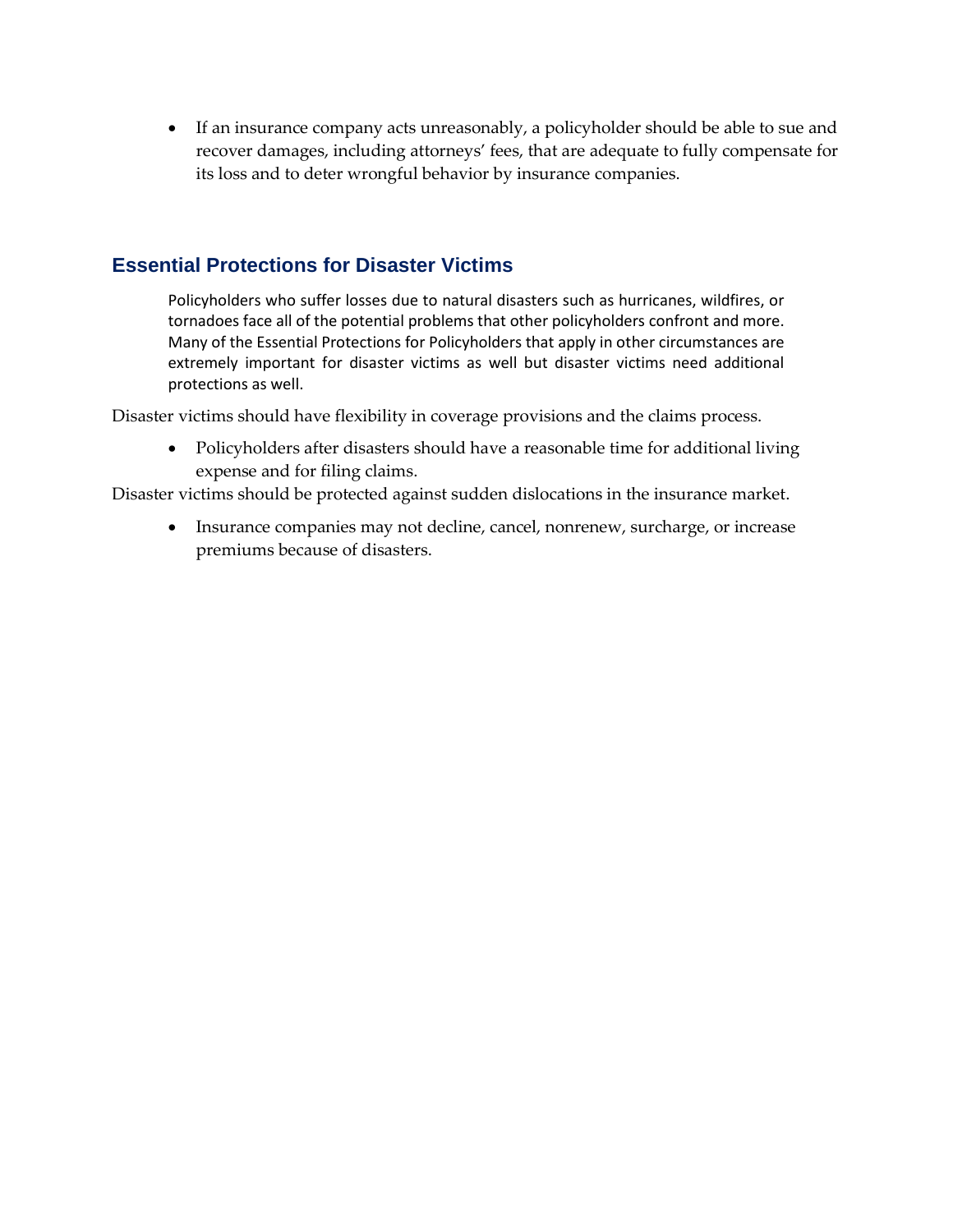- If an insurance company acts unreasonably, a policyholder should be able to sue and recover damages, including attorneys' fees, that are adequate to fully compensate for its loss and to deter wrongful behavior by insurance companies.

## Essential Protections for Disaster Victims

Policyholders who suffer losses due to natural disasters such as hurricanes, wildfires, or tornadoes face all of the potential problems that other policyholders confront and more. Many of the Essential Protections for Policyholders that apply in other circumstances are extremely important for disaster victims as well but disaster victims need additional protections as well.

Disaster victims should have flexibility in coverage provisions and the claims process.

- Policyholders after disasters should have a reasonable time for additional living expense and for filing claims.

Disaster victims should be protected against sudden dislocations in the insurance market.

- Insurance companies may not decline, cancel, nonrenew, surcharge, or increase premiums because of disasters.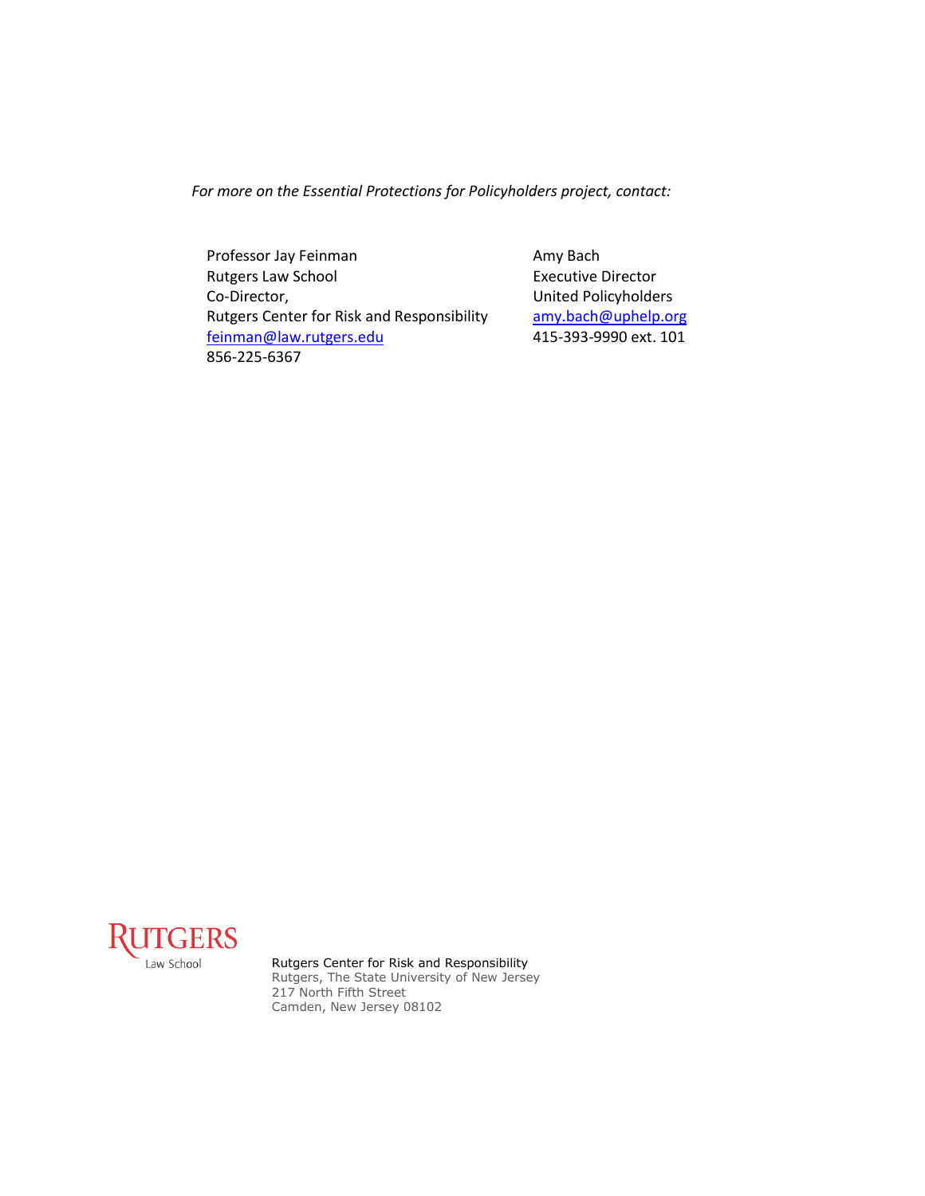*For more on the Essential Protections for Policyholders project, contact:*

Professor Jay Feinman
Rutgers Law School
Co-Director,
Rutgers Center for Risk and Responsibility
feinman@law.rutgers.edu
856-225-6367

Amy Bach
Executive Director
United Policyholders
amy.bach@uphelp.org
415-393-9990 ext. 101

RUTGERS
Law School

Rutgers Center for Risk and Responsibility
Rutgers, The State University of New Jersey
217 North Fifth Street
Camden, New Jersey 08102